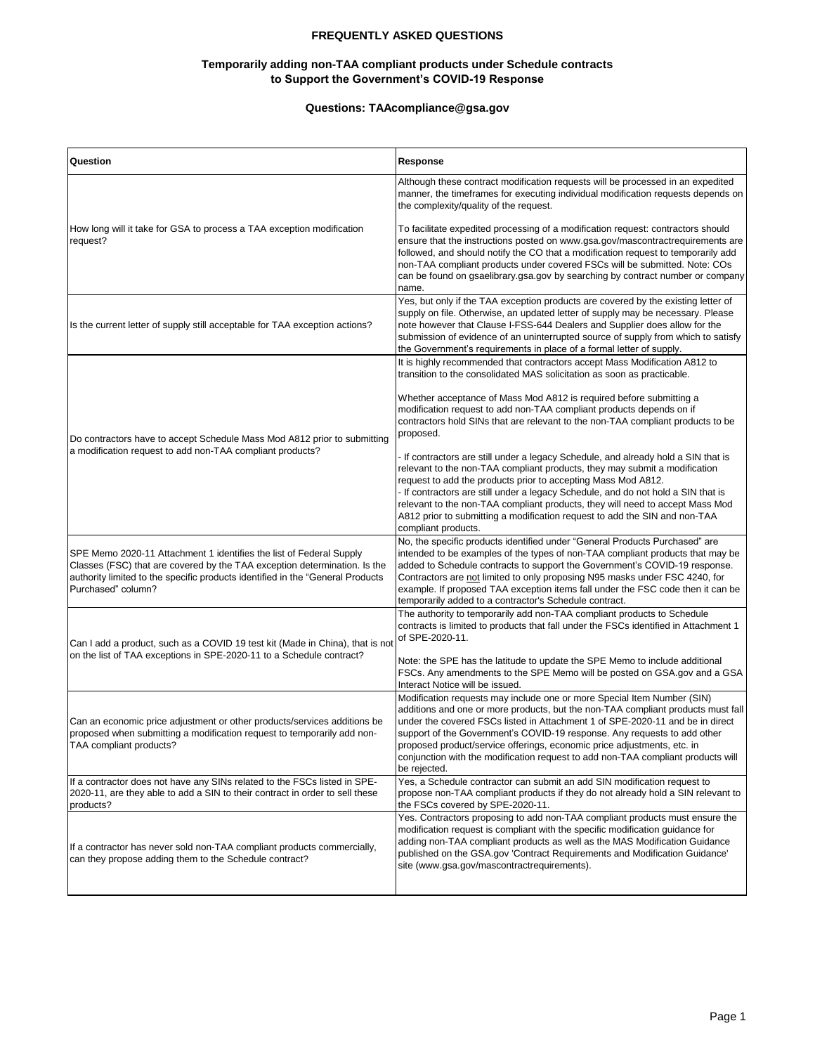# FREQUENTLY ASKED QUESTIONS

## Temporarily adding non-TAA compliant products under Schedule contracts to Support the Government's COVID-19 Response

### Questions: TAAcompliance@gsa.gov

| Question | Response |
|---|---|
| How long will it take for GSA to process a TAA exception modification request? | Although these contract modification requests will be processed in an expedited manner, the timeframes for executing individual modification requests depends on the complexity/quality of the request.<br><br>To facilitate expedited processing of a modification request: contractors should ensure that the instructions posted on www.gsa.gov/mascontractrequirements are followed, and should notify the CO that a modification request to temporarily add non-TAA compliant products under covered FSCs will be submitted. Note: COs can be found on gsaelibrary.gsa.gov by searching by contract number or company name. |
| Is the current letter of supply still acceptable for TAA exception actions? | Yes, but only if the TAA exception products are covered by the existing letter of supply on file. Otherwise, an updated letter of supply may be necessary. Please note however that Clause I-FSS-644 Dealers and Supplier does allow for the submission of evidence of an uninterrupted source of supply from which to satisfy the Government's requirements in place of a formal letter of supply. |
| Do contractors have to accept Schedule Mass Mod A812 prior to submitting a modification request to add non-TAA compliant products? | It is highly recommended that contractors accept Mass Modification A812 to transition to the consolidated MAS solicitation as soon as practicable.<br><br>Whether acceptance of Mass Mod A812 is required before submitting a modification request to add non-TAA compliant products depends on if contractors hold SINs that are relevant to the non-TAA compliant products to be proposed.<br><br>- If contractors are still under a legacy Schedule, and already hold a SIN that is relevant to the non-TAA compliant products, they may submit a modification request to add the products prior to accepting Mass Mod A812.<br>- If contractors are still under a legacy Schedule, and do not hold a SIN that is relevant to the non-TAA compliant products, they will need to accept Mass Mod A812 prior to submitting a modification request to add the SIN and non-TAA compliant products. |
| SPE Memo 2020-11 Attachment 1 identifies the list of Federal Supply Classes (FSC) that are covered by the TAA exception determination. Is the authority limited to the specific products identified in the "General Products Purchased" column? | No, the specific products identified under "General Products Purchased" are intended to be examples of the types of non-TAA compliant products that may be added to Schedule contracts to support the Government's COVID-19 response. Contractors are <u>not</u> limited to only proposing N95 masks under FSC 4240, for example. If proposed TAA exception items fall under the FSC code then it can be temporarily added to a contractor's Schedule contract. |
| Can I add a product, such as a COVID 19 test kit (Made in China), that is not on the list of TAA exceptions in SPE-2020-11 to a Schedule contract? | The authority to temporarily add non-TAA compliant products to Schedule contracts is limited to products that fall under the FSCs identified in Attachment 1 of SPE-2020-11.<br><br>Note: the SPE has the latitude to update the SPE Memo to include additional FSCs. Any amendments to the SPE Memo will be posted on GSA.gov and a GSA Interact Notice will be issued. |
| Can an economic price adjustment or other products/services additions be proposed when submitting a modification request to temporarily add non-TAA compliant products? | Modification requests may include one or more Special Item Number (SIN) additions and one or more products, but the non-TAA compliant products must fall under the covered FSCs listed in Attachment 1 of SPE-2020-11 and be in direct support of the Government's COVID-19 response. Any requests to add other proposed product/service offerings, economic price adjustments, etc. in conjunction with the modification request to add non-TAA compliant products will be rejected. |
| If a contractor does not have any SINs related to the FSCs listed in SPE-2020-11, are they able to add a SIN to their contract in order to sell these products? | Yes, a Schedule contractor can submit an add SIN modification request to propose non-TAA compliant products if they do not already hold a SIN relevant to the FSCs covered by SPE-2020-11. |
| If a contractor has never sold non-TAA compliant products commercially, can they propose adding them to the Schedule contract? | Yes. Contractors proposing to add non-TAA compliant products must ensure the modification request is compliant with the specific modification guidance for adding non-TAA compliant products as well as the MAS Modification Guidance published on the GSA.gov 'Contract Requirements and Modification Guidance' site (www.gsa.gov/mascontractrequirements). |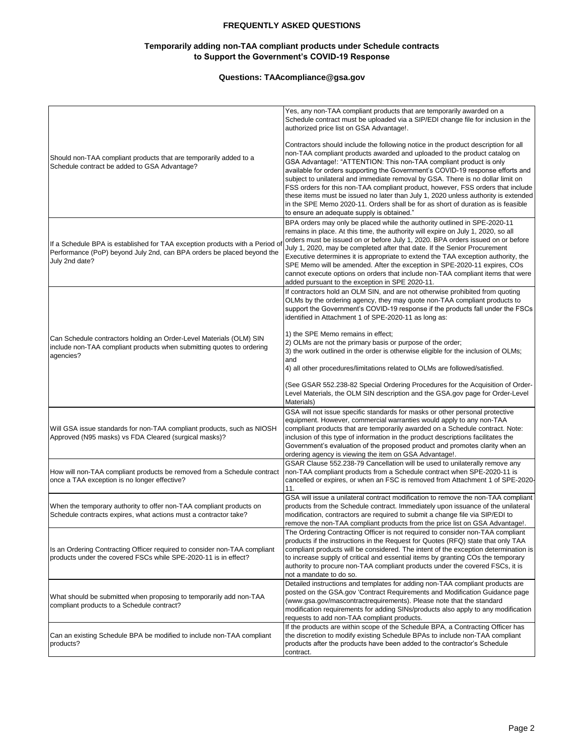**FREQUENTLY ASKED QUESTIONS**

**Temporarily adding non-TAA compliant products under Schedule contracts to Support the Government's COVID-19 Response**

**Questions: TAAcompliance@gsa.gov**

| | |
|---|---|
| Should non-TAA compliant products that are temporarily added to a Schedule contract be added to GSA Advantage? | Yes, any non-TAA compliant products that are temporarily awarded on a Schedule contract must be uploaded via a SIP/EDI change file for inclusion in the authorized price list on GSA Advantage!.<br><br>Contractors should include the following notice in the product description for all non-TAA compliant products awarded and uploaded to the product catalog on GSA Advantage!: "ATTENTION: This non-TAA compliant product is only available for orders supporting the Government's COVID-19 response efforts and subject to unilateral and immediate removal by GSA. There is no dollar limit on FSS orders for this non-TAA compliant product, however, FSS orders that include these items must be issued no later than July 1, 2020 unless authority is extended in the SPE Memo 2020-11. Orders shall be for as short of duration as is feasible to ensure an adequate supply is obtained." |
| If a Schedule BPA is established for TAA exception products with a Period of Performance (PoP) beyond July 2nd, can BPA orders be placed beyond the July 2nd date? | BPA orders may only be placed while the authority outlined in SPE-2020-11 remains in place. At this time, the authority will expire on July 1, 2020, so all orders must be issued on or before July 1, 2020. BPA orders issued on or before July 1, 2020, may be completed after that date. If the Senior Procurement Executive determines it is appropriate to extend the TAA exception authority, the SPE Memo will be amended. After the exception in SPE-2020-11 expires, COs cannot execute options on orders that include non-TAA compliant items that were added pursuant to the exception in SPE 2020-11. |
| Can Schedule contractors holding an Order-Level Materials (OLM) SIN include non-TAA compliant products when submitting quotes to ordering agencies? | If contractors hold an OLM SIN, and are not otherwise prohibited from quoting OLMs by the ordering agency, they may quote non-TAA compliant products to support the Government's COVID-19 response if the products fall under the FSCs identified in Attachment 1 of SPE-2020-11 as long as:<br><br>1) the SPE Memo remains in effect;<br>2) OLMs are not the primary basis or purpose of the order;<br>3) the work outlined in the order is otherwise eligible for the inclusion of OLMs; and<br>4) all other procedures/limitations related to OLMs are followed/satisfied.<br><br>(See GSAR 552.238-82 Special Ordering Procedures for the Acquisition of Order-Level Materials, the OLM SIN description and the GSA.gov page for Order-Level Materials) |
| Will GSA issue standards for non-TAA compliant products, such as NIOSH Approved (N95 masks) vs FDA Cleared (surgical masks)? | GSA will not issue specific standards for masks or other personal protective equipment. However, commercial warranties would apply to any non-TAA compliant products that are temporarily awarded on a Schedule contract. Note: inclusion of this type of information in the product descriptions facilitates the Government's evaluation of the proposed product and promotes clarity when an ordering agency is viewing the item on GSA Advantage!. |
| How will non-TAA compliant products be removed from a Schedule contract once a TAA exception is no longer effective? | GSAR Clause 552.238-79 Cancellation will be used to unilaterally remove any non-TAA compliant products from a Schedule contract when SPE-2020-11 is cancelled or expires, or when an FSC is removed from Attachment 1 of SPE-2020-11. |
| When the temporary authority to offer non-TAA compliant products on Schedule contracts expires, what actions must a contractor take? | GSA will issue a unilateral contract modification to remove the non-TAA compliant products from the Schedule contract. Immediately upon issuance of the unilateral modification, contractors are required to submit a change file via SIP/EDI to remove the non-TAA compliant products from the price list on GSA Advantage!. |
| Is an Ordering Contracting Officer required to consider non-TAA compliant products under the covered FSCs while SPE-2020-11 is in effect? | The Ordering Contracting Officer is not required to consider non-TAA compliant products if the instructions in the Request for Quotes (RFQ) state that only TAA compliant products will be considered. The intent of the exception determination is to increase supply of critical and essential items by granting COs the temporary authority to procure non-TAA compliant products under the covered FSCs, it is not a mandate to do so. |
| What should be submitted when proposing to temporarily add non-TAA compliant products to a Schedule contract? | Detailed instructions and templates for adding non-TAA compliant products are posted on the GSA.gov 'Contract Requirements and Modification Guidance page (www.gsa.gov/mascontractrequirements). Please note that the standard modification requirements for adding SINs/products also apply to any modification requests to add non-TAA compliant products. |
| Can an existing Schedule BPA be modified to include non-TAA compliant products? | If the products are within scope of the Schedule BPA, a Contracting Officer has the discretion to modify existing Schedule BPAs to include non-TAA compliant products after the products have been added to the contractor's Schedule contract. |